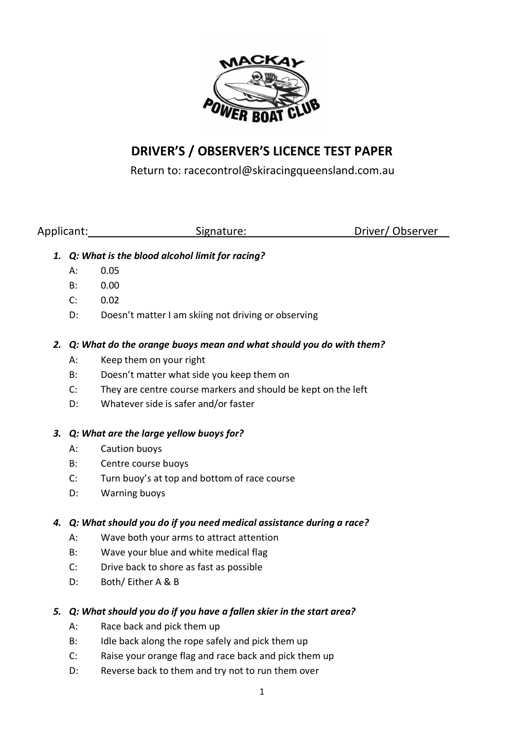# DRIVER'S / OBSERVER'S LICENCE TEST PAPER

Return to: racecontrol@skiracingqueensland.com.au

Applicant:\_\_\_\_\_\_\_\_\_\_\_\_\_\_\_\_ Signature:\_\_\_\_\_\_\_\_\_\_\_\_\_\_\_\_ Driver/ Observer

1. ***Q: What is the blood alcohol limit for racing?***
   - A: 0.05
   - B: 0.00
   - C: 0.02
   - D: Doesn't matter I am skiing not driving or observing

2. ***Q: What do the orange buoys mean and what should you do with them?***
   - A: Keep them on your right
   - B: Doesn't matter what side you keep them on
   - C: They are centre course markers and should be kept on the left
   - D: Whatever side is safer and/or faster

3. ***Q: What are the large yellow buoys for?***
   - A: Caution buoys
   - B: Centre course buoys
   - C: Turn buoy's at top and bottom of race course
   - D: Warning buoys

4. ***Q: What should you do if you need medical assistance during a race?***
   - A: Wave both your arms to attract attention
   - B: Wave your blue and white medical flag
   - C: Drive back to shore as fast as possible
   - D: Both/ Either A & B

5. ***Q: What should you do if you have a fallen skier in the start area?***
   - A: Race back and pick them up
   - B: Idle back along the rope safely and pick them up
   - C: Raise your orange flag and race back and pick them up
   - D: Reverse back to them and try not to run them over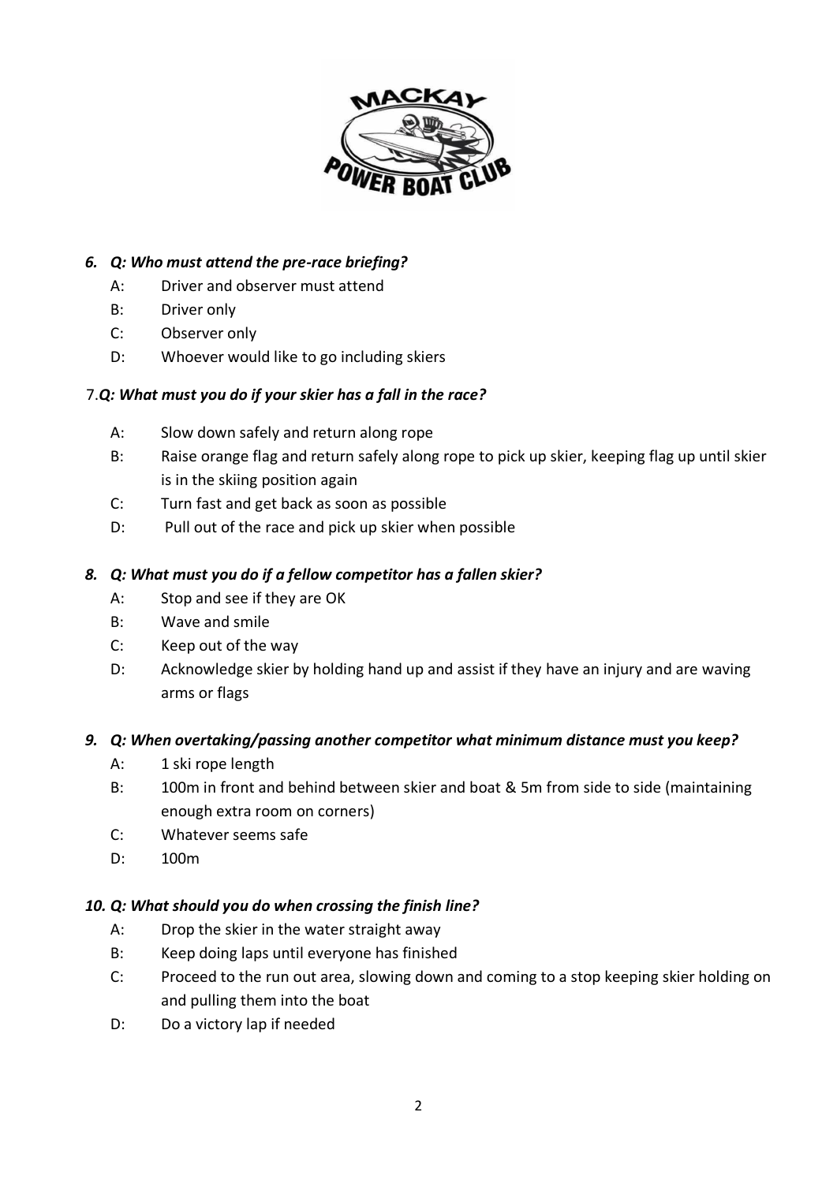*6. Q: Who must attend the pre-race briefing?*

- A: Driver and observer must attend
- B: Driver only
- C: Observer only
- D: Whoever would like to go including skiers

7. ***Q: What must you do if your skier has a fall in the race?***

- A: Slow down safely and return along rope
- B: Raise orange flag and return safely along rope to pick up skier, keeping flag up until skier is in the skiing position again
- C: Turn fast and get back as soon as possible
- D: Pull out of the race and pick up skier when possible

*8. Q: What must you do if a fellow competitor has a fallen skier?*

- A: Stop and see if they are OK
- B: Wave and smile
- C: Keep out of the way
- D: Acknowledge skier by holding hand up and assist if they have an injury and are waving arms or flags

*9. Q: When overtaking/passing another competitor what minimum distance must you keep?*

- A: 1 ski rope length
- B: 100m in front and behind between skier and boat & 5m from side to side (maintaining enough extra room on corners)
- C: Whatever seems safe
- D: 100m

*10. Q: What should you do when crossing the finish line?*

- A: Drop the skier in the water straight away
- B: Keep doing laps until everyone has finished
- C: Proceed to the run out area, slowing down and coming to a stop keeping skier holding on and pulling them into the boat
- D: Do a victory lap if needed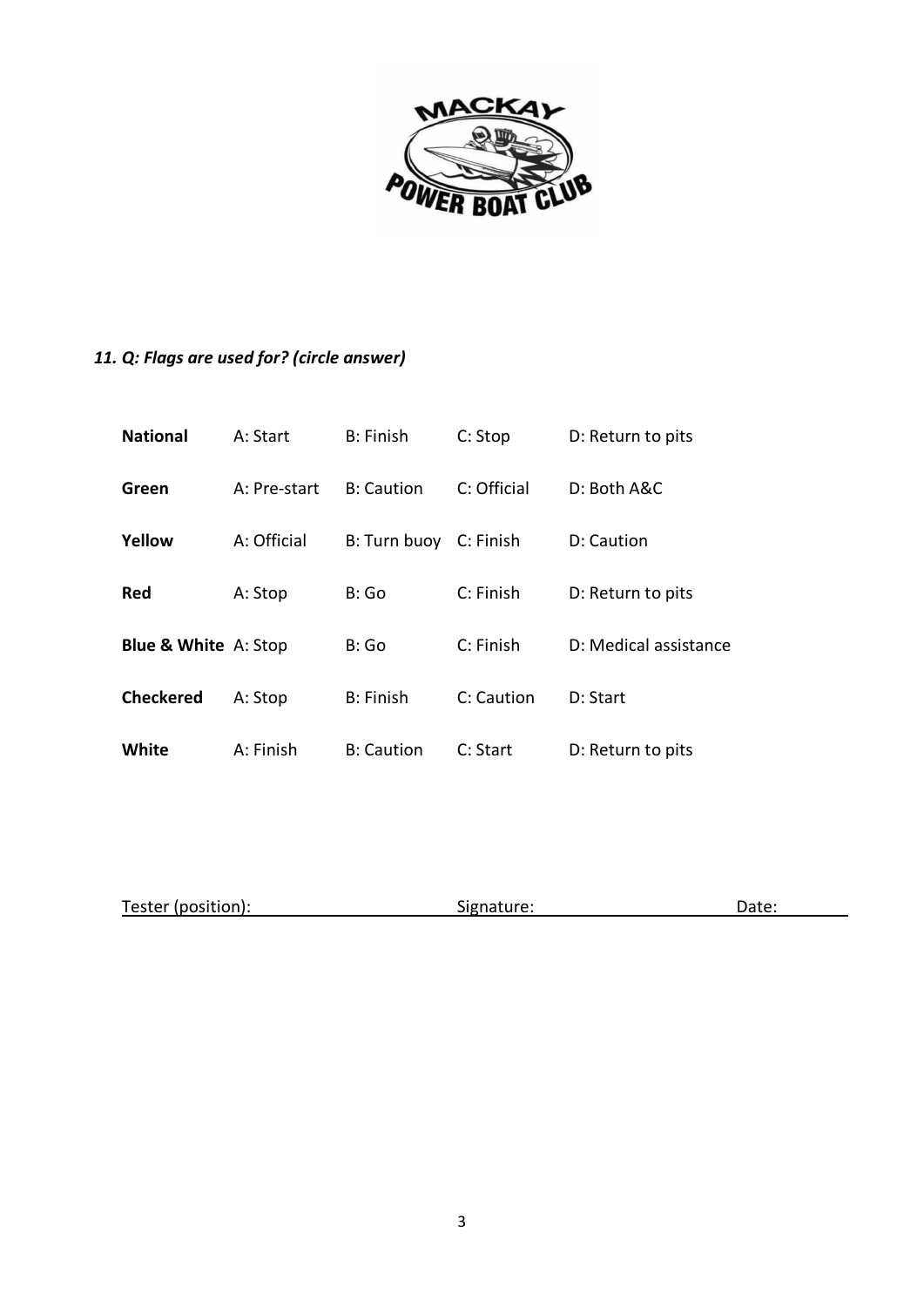***11. Q: Flags are used for? (circle answer)***

| | | | | |
|---|---|---|---|---|
| **National** | A: Start | B: Finish | C: Stop | D: Return to pits |
| **Green** | A: Pre-start | B: Caution | C: Official | D: Both A&C |
| **Yellow** | A: Official | B: Turn buoy | C: Finish | D: Caution |
| **Red** | A: Stop | B: Go | C: Finish | D: Return to pits |
| **Blue & White** | A: Stop | B: Go | C: Finish | D: Medical assistance |
| **Checkered** | A: Stop | B: Finish | C: Caution | D: Start |
| **White** | A: Finish | B: Caution | C: Start | D: Return to pits |

Tester (position): \_\_\_\_\_\_\_\_\_\_\_\_\_\_\_\_ Signature: \_\_\_\_\_\_\_\_\_\_\_\_\_\_\_\_ Date: \_\_\_\_\_\_\_\_